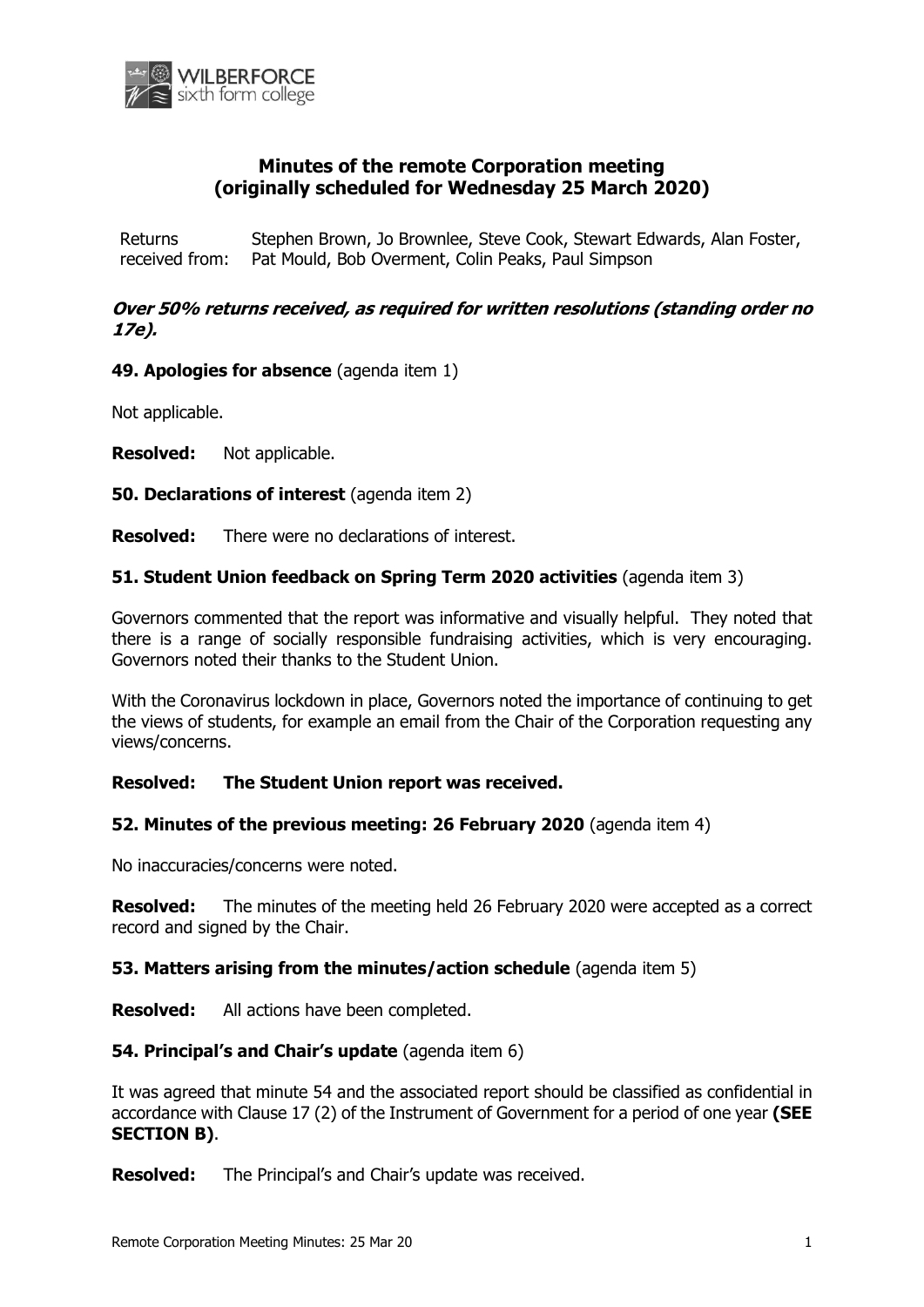# Minutes of the remote Corporation meeting (originally scheduled for Wednesday 25 March 2020)

| Returns received from: | Stephen Brown, Jo Brownlee, Steve Cook, Stewart Edwards, Alan Foster, Pat Mould, Bob Overment, Colin Peaks, Paul Simpson |
|---|---|

***Over 50% returns received, as required for written resolutions (standing order no 17e).***

**49. Apologies for absence** (agenda item 1)

Not applicable.

**Resolved:** Not applicable.

**50. Declarations of interest** (agenda item 2)

**Resolved:** There were no declarations of interest.

**51. Student Union feedback on Spring Term 2020 activities** (agenda item 3)

Governors commented that the report was informative and visually helpful. They noted that there is a range of socially responsible fundraising activities, which is very encouraging. Governors noted their thanks to the Student Union.

With the Coronavirus lockdown in place, Governors noted the importance of continuing to get the views of students, for example an email from the Chair of the Corporation requesting any views/concerns.

**Resolved: The Student Union report was received.**

**52. Minutes of the previous meeting: 26 February 2020** (agenda item 4)

No inaccuracies/concerns were noted.

**Resolved:** The minutes of the meeting held 26 February 2020 were accepted as a correct record and signed by the Chair.

**53. Matters arising from the minutes/action schedule** (agenda item 5)

**Resolved:** All actions have been completed.

**54. Principal's and Chair's update** (agenda item 6)

It was agreed that minute 54 and the associated report should be classified as confidential in accordance with Clause 17 (2) of the Instrument of Government for a period of one year **(SEE SECTION B)**.

**Resolved:** The Principal's and Chair's update was received.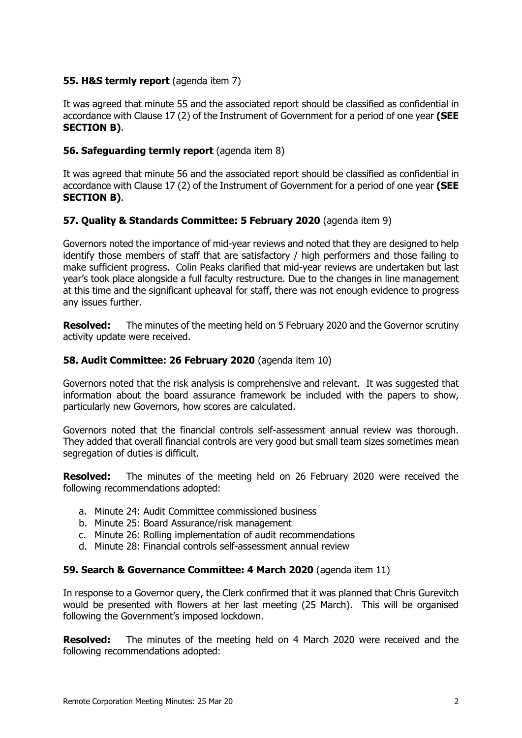**55. H&S termly report** (agenda item 7)

It was agreed that minute 55 and the associated report should be classified as confidential in accordance with Clause 17 (2) of the Instrument of Government for a period of one year **(SEE SECTION B)**.

**56. Safeguarding termly report** (agenda item 8)

It was agreed that minute 56 and the associated report should be classified as confidential in accordance with Clause 17 (2) of the Instrument of Government for a period of one year **(SEE SECTION B)**.

**57. Quality & Standards Committee: 5 February 2020** (agenda item 9)

Governors noted the importance of mid-year reviews and noted that they are designed to help identify those members of staff that are satisfactory / high performers and those failing to make sufficient progress. Colin Peaks clarified that mid-year reviews are undertaken but last year's took place alongside a full faculty restructure. Due to the changes in line management at this time and the significant upheaval for staff, there was not enough evidence to progress any issues further.

**Resolved:** The minutes of the meeting held on 5 February 2020 and the Governor scrutiny activity update were received.

**58. Audit Committee: 26 February 2020** (agenda item 10)

Governors noted that the risk analysis is comprehensive and relevant. It was suggested that information about the board assurance framework be included with the papers to show, particularly new Governors, how scores are calculated.

Governors noted that the financial controls self-assessment annual review was thorough. They added that overall financial controls are very good but small team sizes sometimes mean segregation of duties is difficult.

**Resolved:** The minutes of the meeting held on 26 February 2020 were received the following recommendations adopted:

a. Minute 24: Audit Committee commissioned business
b. Minute 25: Board Assurance/risk management
c. Minute 26: Rolling implementation of audit recommendations
d. Minute 28: Financial controls self-assessment annual review

**59. Search & Governance Committee: 4 March 2020** (agenda item 11)

In response to a Governor query, the Clerk confirmed that it was planned that Chris Gurevitch would be presented with flowers at her last meeting (25 March). This will be organised following the Government's imposed lockdown.

**Resolved:** The minutes of the meeting held on 4 March 2020 were received and the following recommendations adopted: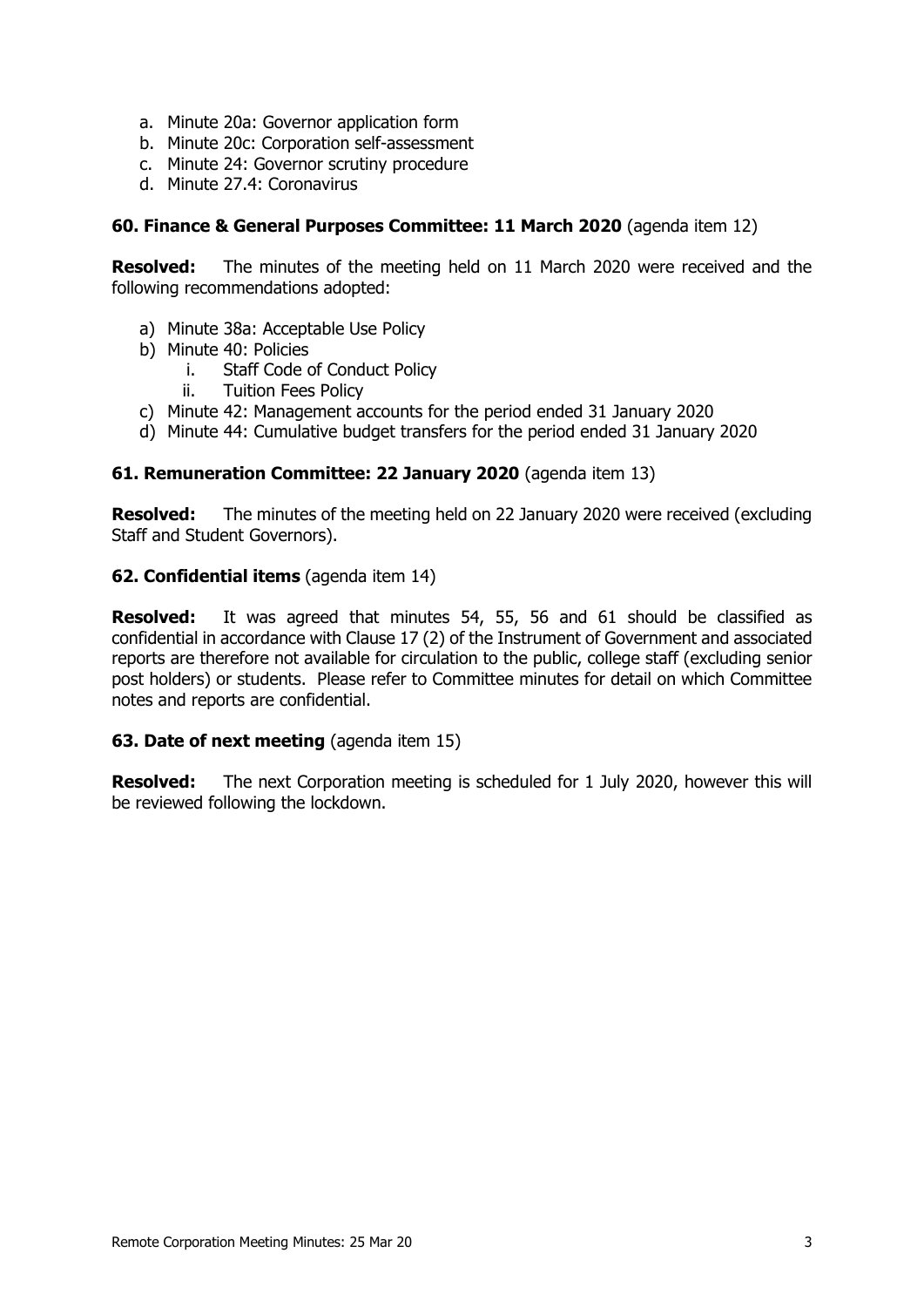a. Minute 20a: Governor application form
b. Minute 20c: Corporation self-assessment
c. Minute 24: Governor scrutiny procedure
d. Minute 27.4: Coronavirus

**60. Finance & General Purposes Committee: 11 March 2020** (agenda item 12)

**Resolved:** The minutes of the meeting held on 11 March 2020 were received and the following recommendations adopted:

a) Minute 38a: Acceptable Use Policy
b) Minute 40: Policies
   i. Staff Code of Conduct Policy
   ii. Tuition Fees Policy
c) Minute 42: Management accounts for the period ended 31 January 2020
d) Minute 44: Cumulative budget transfers for the period ended 31 January 2020

**61. Remuneration Committee: 22 January 2020** (agenda item 13)

**Resolved:** The minutes of the meeting held on 22 January 2020 were received (excluding Staff and Student Governors).

**62. Confidential items** (agenda item 14)

**Resolved:** It was agreed that minutes 54, 55, 56 and 61 should be classified as confidential in accordance with Clause 17 (2) of the Instrument of Government and associated reports are therefore not available for circulation to the public, college staff (excluding senior post holders) or students. Please refer to Committee minutes for detail on which Committee notes and reports are confidential.

**63. Date of next meeting** (agenda item 15)

**Resolved:** The next Corporation meeting is scheduled for 1 July 2020, however this will be reviewed following the lockdown.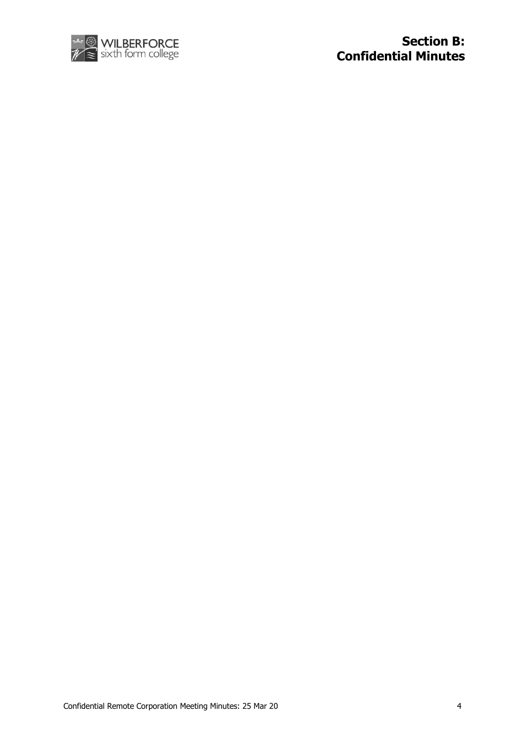# Section B: Confidential Minutes